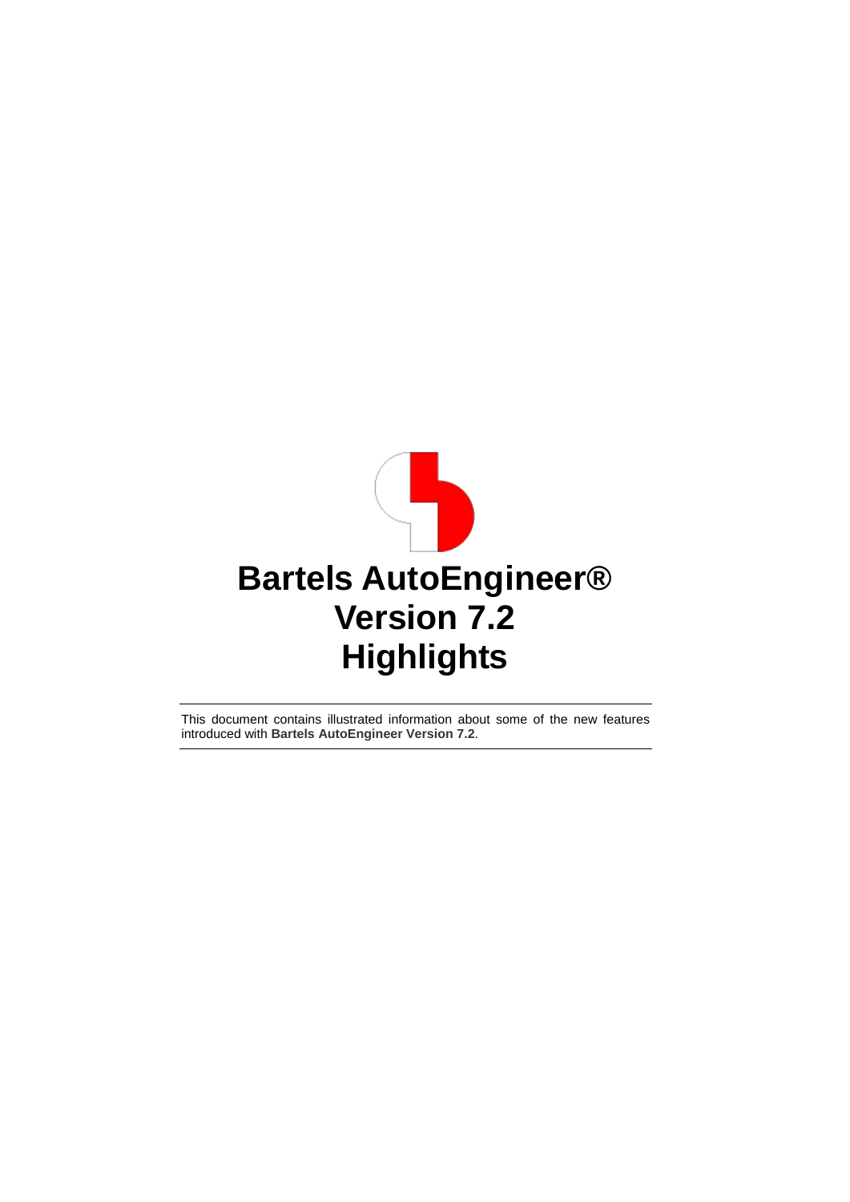# Bartels AutoEngineer®
# Version 7.2
# Highlights

This document contains illustrated information about some of the new features introduced with **Bartels AutoEngineer Version 7.2**.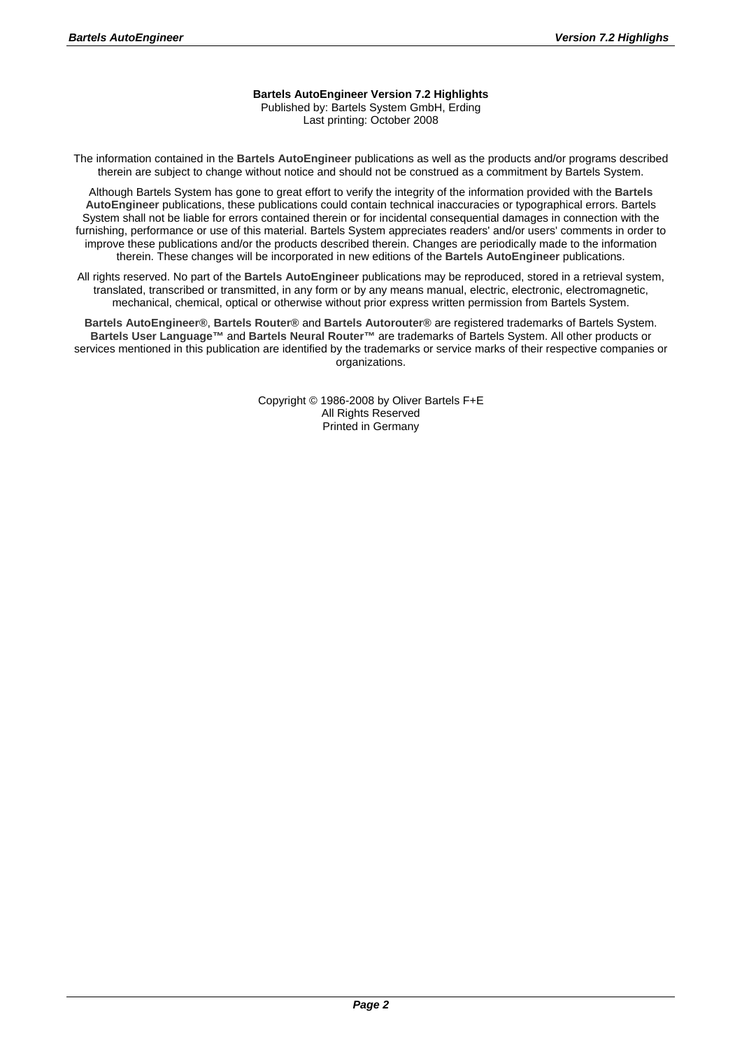**Bartels AutoEngineer Version 7.2 Highlights**
Published by: Bartels System GmbH, Erding
Last printing: October 2008

The information contained in the **Bartels AutoEngineer** publications as well as the products and/or programs described therein are subject to change without notice and should not be construed as a commitment by Bartels System.

Although Bartels System has gone to great effort to verify the integrity of the information provided with the **Bartels AutoEngineer** publications, these publications could contain technical inaccuracies or typographical errors. Bartels System shall not be liable for errors contained therein or for incidental consequential damages in connection with the furnishing, performance or use of this material. Bartels System appreciates readers' and/or users' comments in order to improve these publications and/or the products described therein. Changes are periodically made to the information therein. These changes will be incorporated in new editions of the **Bartels AutoEngineer** publications.

All rights reserved. No part of the **Bartels AutoEngineer** publications may be reproduced, stored in a retrieval system, translated, transcribed or transmitted, in any form or by any means manual, electric, electronic, electromagnetic, mechanical, chemical, optical or otherwise without prior express written permission from Bartels System.

**Bartels AutoEngineer®**, **Bartels Router®** and **Bartels Autorouter®** are registered trademarks of Bartels System. **Bartels User Language™** and **Bartels Neural Router™** are trademarks of Bartels System. All other products or services mentioned in this publication are identified by the trademarks or service marks of their respective companies or organizations.

Copyright © 1986-2008 by Oliver Bartels F+E
All Rights Reserved
Printed in Germany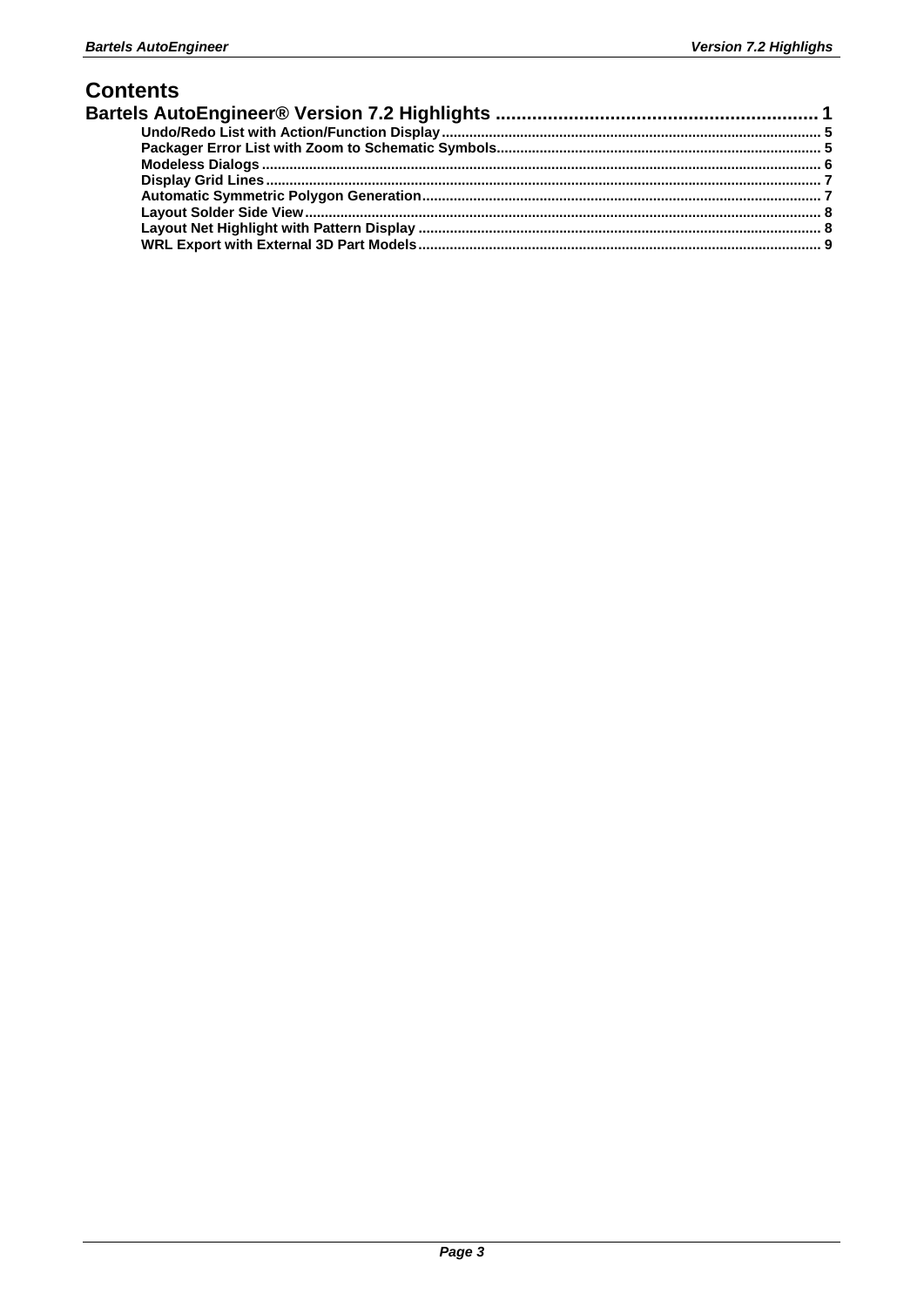# Contents

**Bartels AutoEngineer® Version 7.2 Highlights** .............................................................. 1

- **Undo/Redo List with Action/Function Display** ........................................................................... 5
- **Packager Error List with Zoom to Schematic Symbols** ................................................................. 5
- **Modeless Dialogs** ........................................................................................................................ 6
- **Display Grid Lines** ....................................................................................................................... 7
- **Automatic Symmetric Polygon Generation** .................................................................................. 7
- **Layout Solder Side View** ............................................................................................................. 8
- **Layout Net Highlight with Pattern Display** .................................................................................. 8
- **WRL Export with External 3D Part Models** ................................................................................. 9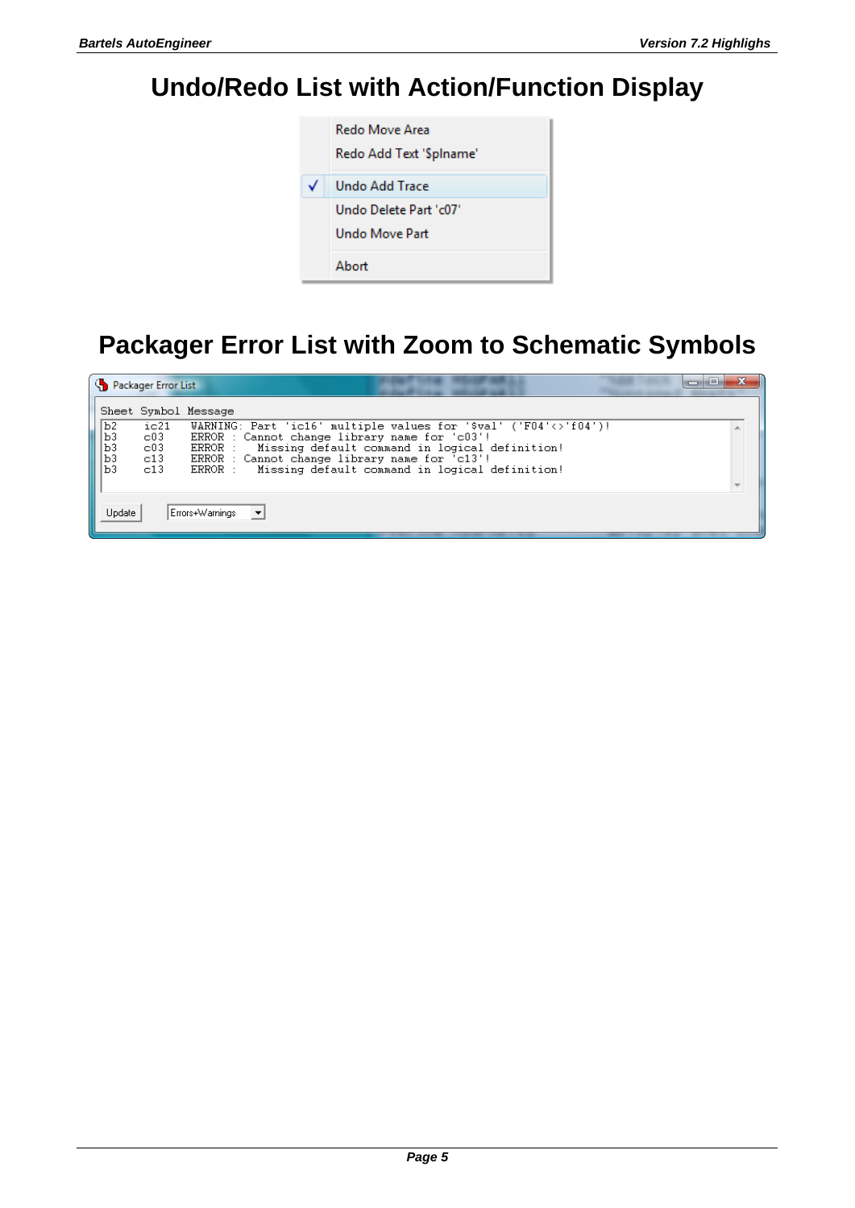# Undo/Redo List with Action/Function Display

Redo Move Area
Redo Add Text '$plname'
✓ Undo Add Trace
Undo Delete Part 'c07'
Undo Move Part
Abort

# Packager Error List with Zoom to Schematic Symbols

Packager Error List

```
Sheet Symbol Message
b2    ic21   WARNING: Part 'ic16' multiple values for '$val' ('F04'<>'f04')!
b3    c03    ERROR : Cannot change library name for 'c03'!
b3    c03    ERROR :   Missing default command in logical definition!
b3    c13    ERROR : Cannot change library name for 'c13'!
b3    c13    ERROR :   Missing default command in logical definition!
```

Update | Errors+Warnings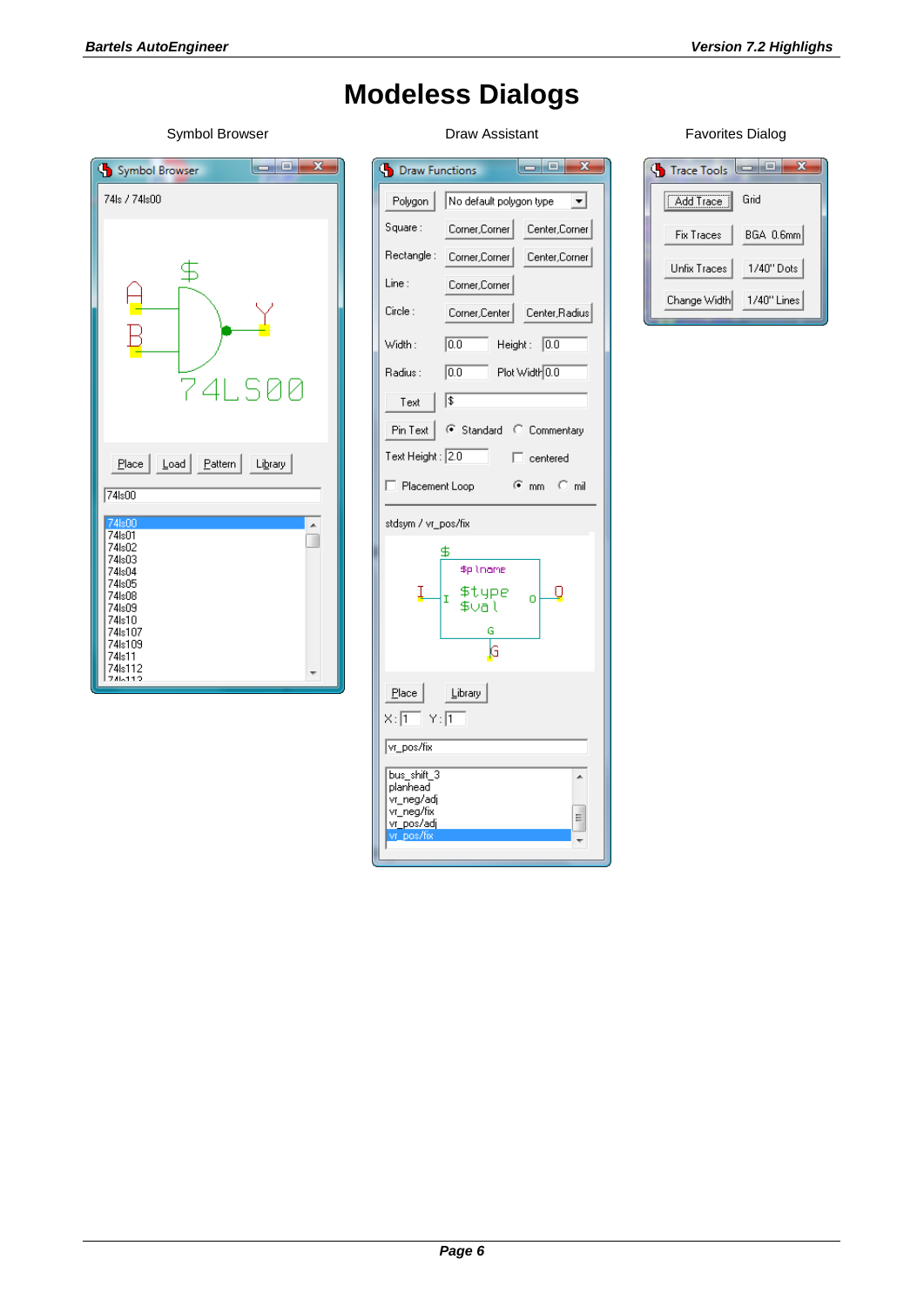# Modeless Dialogs

Symbol Browser

Draw Assistant

Favorites Dialog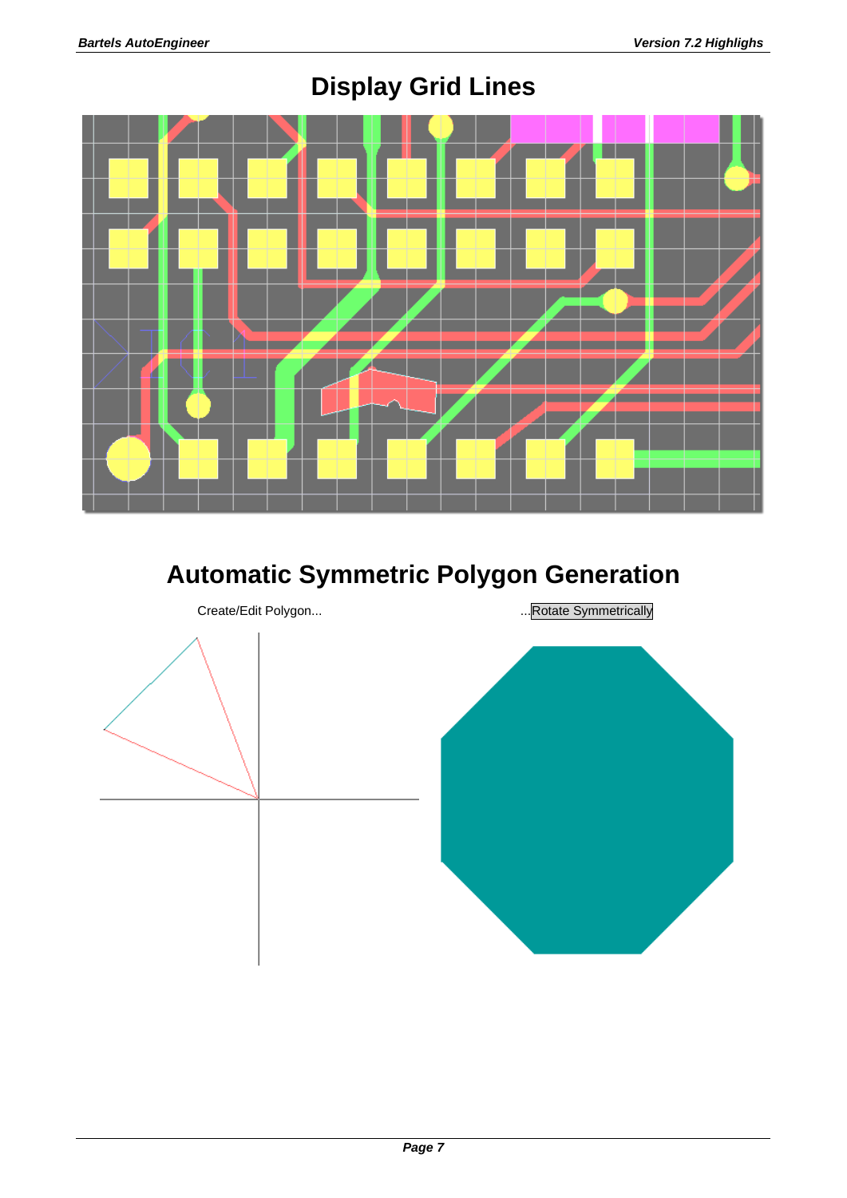# Display Grid Lines

# Automatic Symmetric Polygon Generation

Create/Edit Polygon... ...Rotate Symmetrically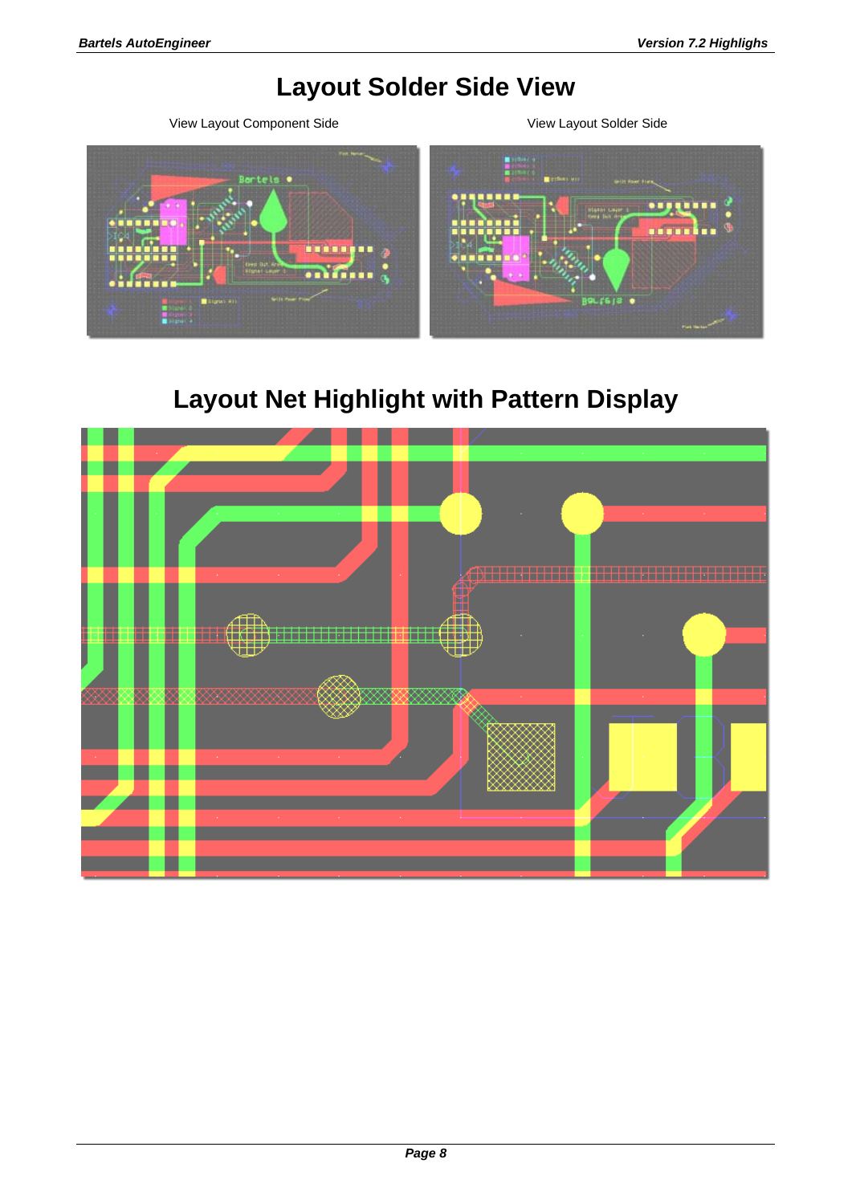# Layout Solder Side View

View Layout Component Side

View Layout Solder Side

# Layout Net Highlight with Pattern Display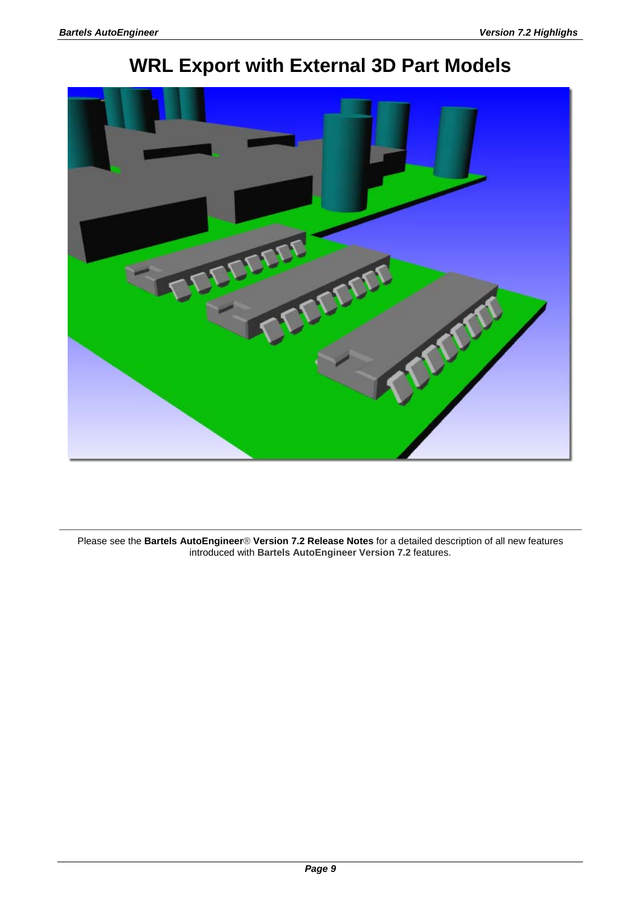# WRL Export with External 3D Part Models

Please see the **Bartels AutoEngineer**® **Version 7.2 Release Notes** for a detailed description of all new features introduced with **Bartels AutoEngineer Version 7.2** features.